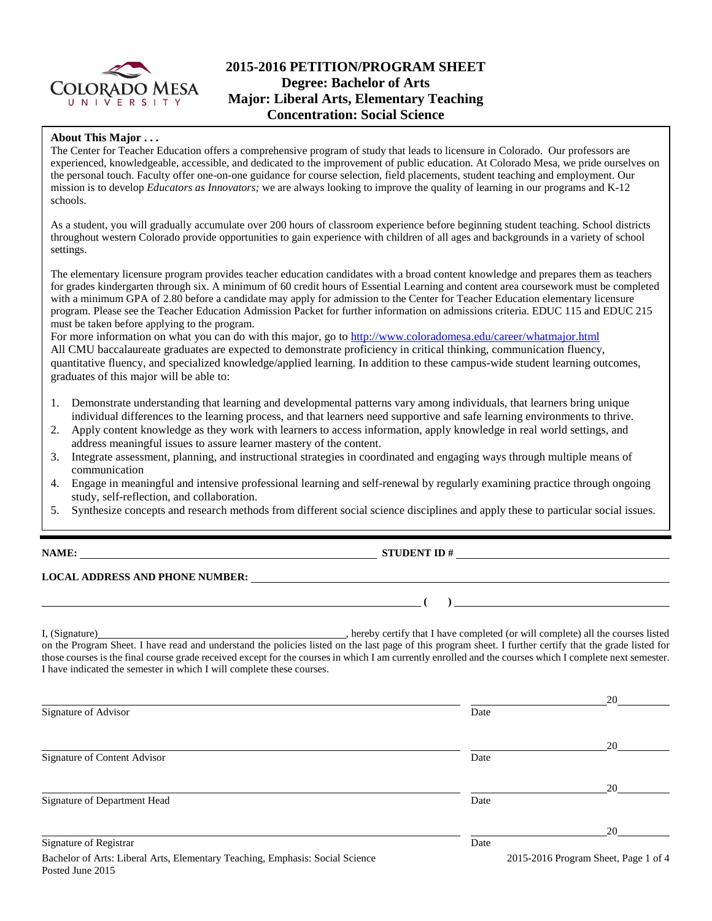# 2015-2016 PETITION/PROGRAM SHEET
## Degree: Bachelor of Arts
## Major: Liberal Arts, Elementary Teaching
## Concentration: Social Science

**About This Major . . .**

The Center for Teacher Education offers a comprehensive program of study that leads to licensure in Colorado. Our professors are experienced, knowledgeable, accessible, and dedicated to the improvement of public education. At Colorado Mesa, we pride ourselves on the personal touch. Faculty offer one-on-one guidance for course selection, field placements, student teaching and employment. Our mission is to develop *Educators as Innovators;* we are always looking to improve the quality of learning in our programs and K-12 schools.

As a student, you will gradually accumulate over 200 hours of classroom experience before beginning student teaching. School districts throughout western Colorado provide opportunities to gain experience with children of all ages and backgrounds in a variety of school settings.

The elementary licensure program provides teacher education candidates with a broad content knowledge and prepares them as teachers for grades kindergarten through six. A minimum of 60 credit hours of Essential Learning and content area coursework must be completed with a minimum GPA of 2.80 before a candidate may apply for admission to the Center for Teacher Education elementary licensure program. Please see the Teacher Education Admission Packet for further information on admissions criteria. EDUC 115 and EDUC 215 must be taken before applying to the program.

For more information on what you can do with this major, go to http://www.coloradomesa.edu/career/whatmajor.html

All CMU baccalaureate graduates are expected to demonstrate proficiency in critical thinking, communication fluency, quantitative fluency, and specialized knowledge/applied learning. In addition to these campus-wide student learning outcomes, graduates of this major will be able to:

1. Demonstrate understanding that learning and developmental patterns vary among individuals, that learners bring unique individual differences to the learning process, and that learners need supportive and safe learning environments to thrive.
2. Apply content knowledge as they work with learners to access information, apply knowledge in real world settings, and address meaningful issues to assure learner mastery of the content.
3. Integrate assessment, planning, and instructional strategies in coordinated and engaging ways through multiple means of communication
4. Engage in meaningful and intensive professional learning and self-renewal by regularly examining practice through ongoing study, self-reflection, and collaboration.
5. Synthesize concepts and research methods from different social science disciplines and apply these to particular social issues.

**NAME:** ______________________ **STUDENT ID #** ______________________

**LOCAL ADDRESS AND PHONE NUMBER:** ______________________

______________________ **( )** ______________________

I, (Signature)______________________, hereby certify that I have completed (or will complete) all the courses listed on the Program Sheet. I have read and understand the policies listed on the last page of this program sheet. I further certify that the grade listed for those courses is the final course grade received except for the courses in which I am currently enrolled and the courses which I complete next semester. I have indicated the semester in which I will complete these courses.

______________________ ______________ 20______
Signature of Advisor Date

______________________ ______________ 20______
Signature of Content Advisor Date

______________________ ______________ 20______
Signature of Department Head Date

______________________ ______________ 20______
Signature of Registrar Date

Bachelor of Arts: Liberal Arts, Elementary Teaching, Emphasis: Social Science
Posted June 2015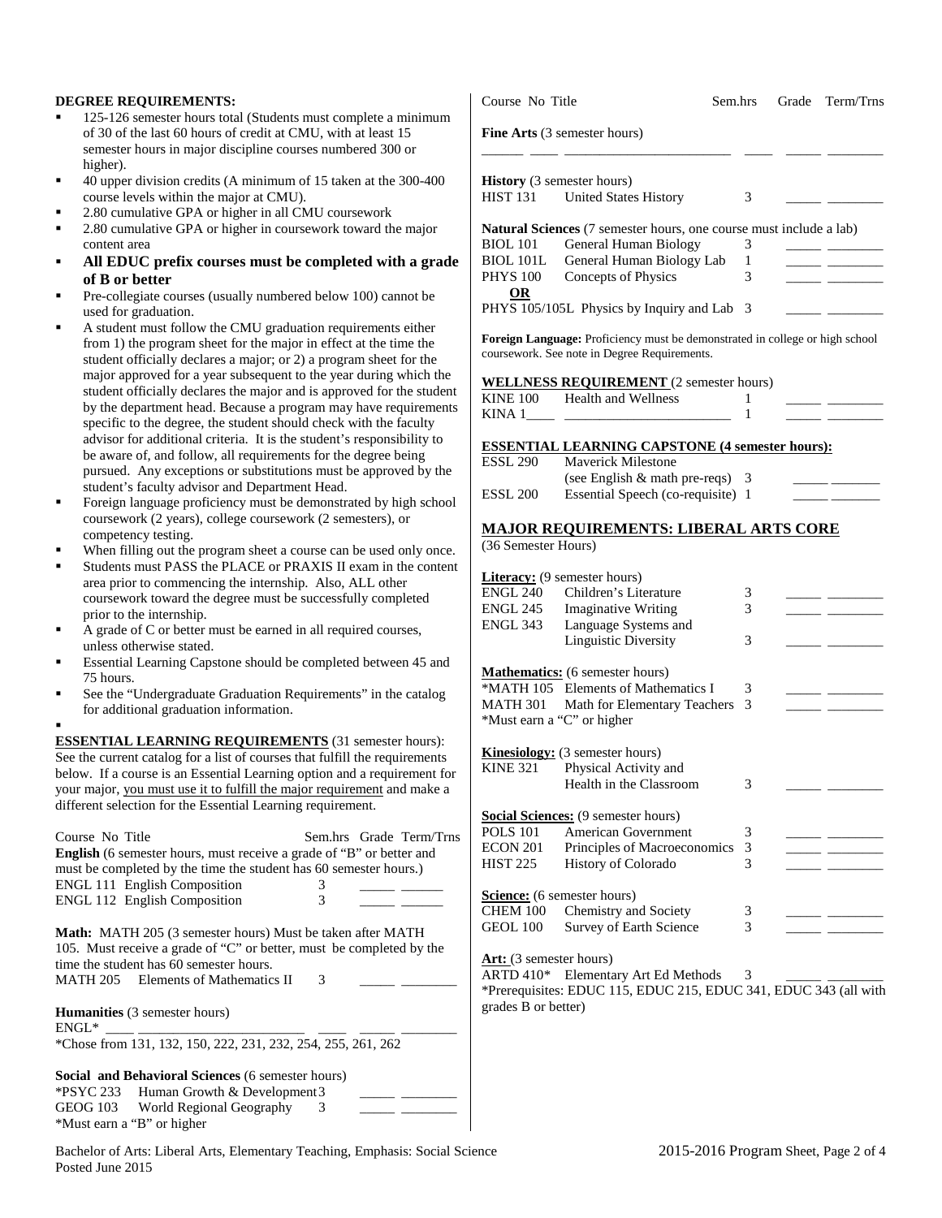**DEGREE REQUIREMENTS:**

- 125-126 semester hours total (Students must complete a minimum of 30 of the last 60 hours of credit at CMU, with at least 15 semester hours in major discipline courses numbered 300 or higher).
- 40 upper division credits (A minimum of 15 taken at the 300-400 course levels within the major at CMU).
- 2.80 cumulative GPA or higher in all CMU coursework
- 2.80 cumulative GPA or higher in coursework toward the major content area
- **All EDUC prefix courses must be completed with a grade of B or better**
- Pre-collegiate courses (usually numbered below 100) cannot be used for graduation.
- A student must follow the CMU graduation requirements either from 1) the program sheet for the major in effect at the time the student officially declares a major; or 2) a program sheet for the major approved for a year subsequent to the year during which the student officially declares the major and is approved for the student by the department head. Because a program may have requirements specific to the degree, the student should check with the faculty advisor for additional criteria. It is the student's responsibility to be aware of, and follow, all requirements for the degree being pursued. Any exceptions or substitutions must be approved by the student's faculty advisor and Department Head.
- Foreign language proficiency must be demonstrated by high school coursework (2 years), college coursework (2 semesters), or competency testing.
- When filling out the program sheet a course can be used only once.
- Students must PASS the PLACE or PRAXIS II exam in the content area prior to commencing the internship. Also, ALL other coursework toward the degree must be successfully completed prior to the internship.
- A grade of C or better must be earned in all required courses, unless otherwise stated.
- Essential Learning Capstone should be completed between 45 and 75 hours.
- See the "Undergraduate Graduation Requirements" in the catalog for additional graduation information.

**ESSENTIAL LEARNING REQUIREMENTS** (31 semester hours): See the current catalog for a list of courses that fulfill the requirements below. If a course is an Essential Learning option and a requirement for your major, you must use it to fulfill the major requirement and make a different selection for the Essential Learning requirement.

| Course No | Title | Sem.hrs | Grade | Term/Trns |
|---|---|---|---|---|

**English** (6 semester hours, must receive a grade of "B" or better and must be completed by the time the student has 60 semester hours.)

| | | | | |
|---|---|---|---|---|
| ENGL 111 | English Composition | 3 | _____ | ______ |
| ENGL 112 | English Composition | 3 | _____ | ______ |

**Math:** MATH 205 (3 semester hours) Must be taken after MATH 105. Must receive a grade of "C" or better, must be completed by the time the student has 60 semester hours.

| | | | | |
|---|---|---|---|---|
| MATH 205 | Elements of Mathematics II | 3 | _____ | ________ |

**Humanities** (3 semester hours)

| | | | | |
|---|---|---|---|---|
| ENGL* ____ | ________________________ | ____ | _____ | ________ |

*Chose from 131, 132, 150, 222, 231, 232, 254, 255, 261, 262

**Social and Behavioral Sciences** (6 semester hours)

| | | | | |
|---|---|---|---|---|
| *PSYC 233 | Human Growth & Development | 3 | _____ | ________ |
| GEOG 103 | World Regional Geography | 3 | _____ | ________ |

*Must earn a "B" or higher

| Course No | Title | Sem.hrs | Grade | Term/Trns |
|---|---|---|---|---|

**Fine Arts** (3 semester hours)

| | | | | |
|---|---|---|---|---|
| ______ ____ | ________________________ | ____ | _____ | ________ |

**History** (3 semester hours)

| | | | | |
|---|---|---|---|---|
| HIST 131 | United States History | 3 | _____ | ________ |

**Natural Sciences** (7 semester hours, one course must include a lab)

| | | | | |
|---|---|---|---|---|
| BIOL 101 | General Human Biology | 3 | _____ | ________ |
| BIOL 101L | General Human Biology Lab | 1 | _____ | ________ |
| PHYS 100 | Concepts of Physics | 3 | _____ | ________ |
| **OR** | | | | |
| PHYS 105/105L | Physics by Inquiry and Lab | 3 | _____ | ________ |

**Foreign Language:** Proficiency must be demonstrated in college or high school coursework. See note in Degree Requirements.

**WELLNESS REQUIREMENT** (2 semester hours)

| | | | | |
|---|---|---|---|---|
| KINE 100 | Health and Wellness | 1 | _____ | ________ |
| KINA 1____ | ________________________ | 1 | _____ | ________ |

**ESSENTIAL LEARNING CAPSTONE (4 semester hours):**

| | | | | |
|---|---|---|---|---|
| ESSL 290 | Maverick Milestone (see English & math pre-reqs) | 3 | _____ | _______ |
| ESSL 200 | Essential Speech (co-requisite) | 1 | _____ | _______ |

## MAJOR REQUIREMENTS: LIBERAL ARTS CORE

(36 Semester Hours)

**Literacy:** (9 semester hours)

| | | | | |
|---|---|---|---|---|
| ENGL 240 | Children's Literature | 3 | _____ | ________ |
| ENGL 245 | Imaginative Writing | 3 | _____ | ________ |
| ENGL 343 | Language Systems and Linguistic Diversity | 3 | _____ | ________ |

**Mathematics:** (6 semester hours)

| | | | | |
|---|---|---|---|---|
| *MATH 105 | Elements of Mathematics I | 3 | _____ | ________ |
| MATH 301 | Math for Elementary Teachers | 3 | _____ | ________ |

*Must earn a "C" or higher

**Kinesiology:** (3 semester hours)

| | | | | |
|---|---|---|---|---|
| KINE 321 | Physical Activity and Health in the Classroom | 3 | _____ | ________ |

**Social Sciences:** (9 semester hours)

| | | | | |
|---|---|---|---|---|
| POLS 101 | American Government | 3 | _____ | ________ |
| ECON 201 | Principles of Macroeconomics | 3 | _____ | ________ |
| HIST 225 | History of Colorado | 3 | _____ | ________ |

**Science:** (6 semester hours)

| | | | | |
|---|---|---|---|---|
| CHEM 100 | Chemistry and Society | 3 | _____ | ________ |
| GEOL 100 | Survey of Earth Science | 3 | _____ | ________ |

**Art:** (3 semester hours)

| | | | | |
|---|---|---|---|---|
| ARTD 410* | Elementary Art Ed Methods | 3 | _____ | ________ |

*Prerequisites: EDUC 115, EDUC 215, EDUC 341, EDUC 343 (all with grades B or better)

Bachelor of Arts: Liberal Arts, Elementary Teaching, Emphasis: Social Science
Posted June 2015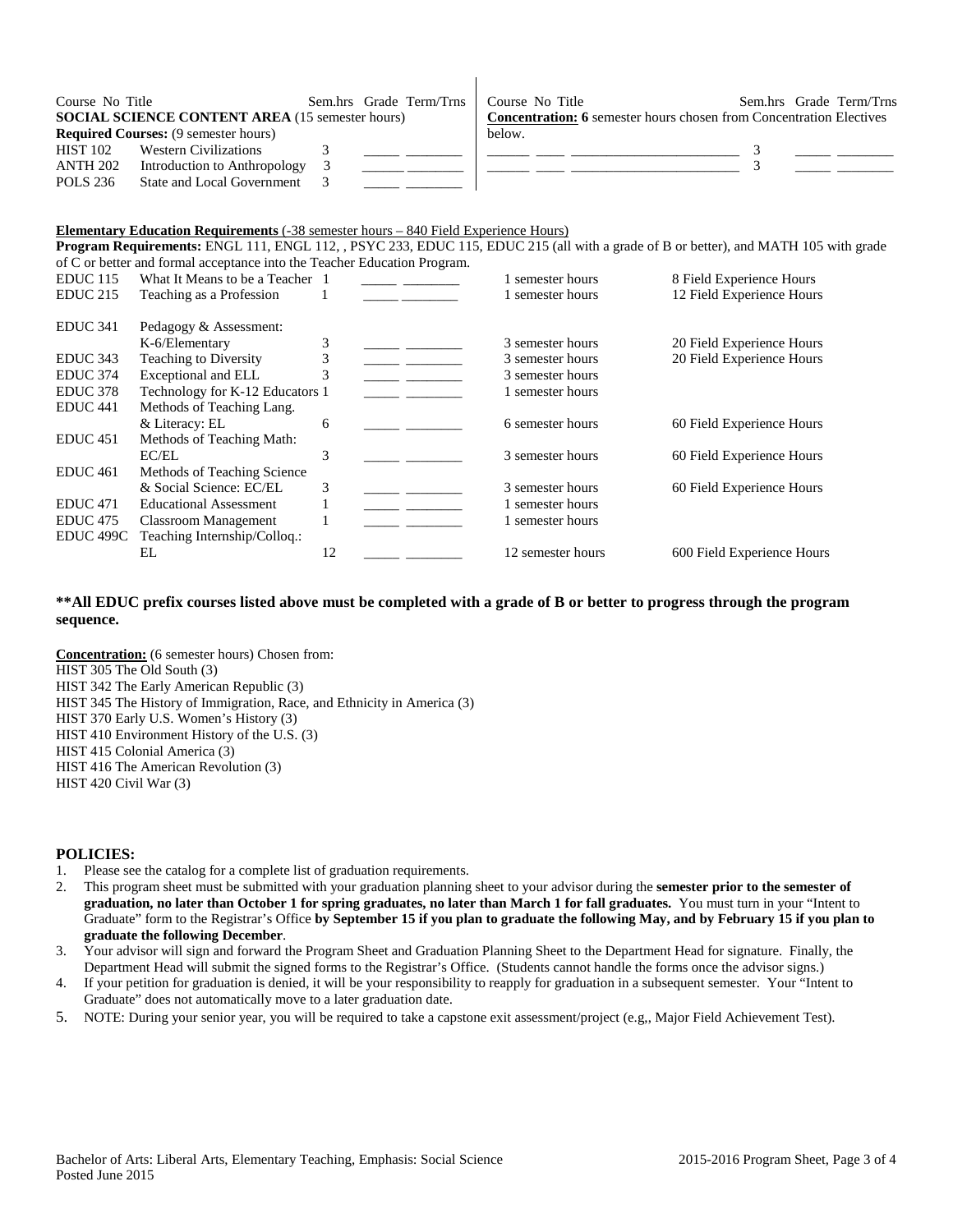| Course No | Title | Sem.hrs | Grade | Term/Trns |
|---|---|---|---|---|
| **SOCIAL SCIENCE CONTENT AREA** (15 semester hours) | | | | |
| **Required Courses:** (9 semester hours) | | | | |
| HIST 102 | Western Civilizations | 3 | _____ | ________ |
| ANTH 202 | Introduction to Anthropology | 3 | _____ | ________ |
| POLS 236 | State and Local Government | 3 | _____ | ________ |

| Course No | Title | Sem.hrs | Grade | Term/Trns |
|---|---|---|---|---|
| **Concentration: 6** semester hours chosen from Concentration Electives below. | | | | |
| ______ ____ | ________________________ | 3 | _____ | ________ |
| ______ ____ | ________________________ | 3 | _____ | ________ |

**Elementary Education Requirements** (-38 semester hours – 840 Field Experience Hours)

**Program Requirements:** ENGL 111, ENGL 112, , PSYC 233, EDUC 115, EDUC 215 (all with a grade of B or better), and MATH 105 with grade of C or better and formal acceptance into the Teacher Education Program.

| Course No | Title | Sem.hrs | Grade | Term/Trns | Semester Hours | Field Experience Hours |
|---|---|---|---|---|---|---|
| EDUC 115 | What It Means to be a Teacher | 1 | _____ | ________ | 1 semester hours | 8 Field Experience Hours |
| EDUC 215 | Teaching as a Profession | 1 | _____ | ________ | 1 semester hours | 12 Field Experience Hours |
| EDUC 341 | Pedagogy & Assessment: K-6/Elementary | 3 | _____ | ________ | 3 semester hours | 20 Field Experience Hours |
| EDUC 343 | Teaching to Diversity | 3 | _____ | ________ | 3 semester hours | 20 Field Experience Hours |
| EDUC 374 | Exceptional and ELL | 3 | _____ | ________ | 3 semester hours | |
| EDUC 378 | Technology for K-12 Educators | 1 | _____ | ________ | 1 semester hours | |
| EDUC 441 | Methods of Teaching Lang. & Literacy: EL | 6 | _____ | ________ | 6 semester hours | 60 Field Experience Hours |
| EDUC 451 | Methods of Teaching Math: EC/EL | 3 | _____ | ________ | 3 semester hours | 60 Field Experience Hours |
| EDUC 461 | Methods of Teaching Science & Social Science: EC/EL | 3 | _____ | ________ | 3 semester hours | 60 Field Experience Hours |
| EDUC 471 | Educational Assessment | 1 | _____ | ________ | 1 semester hours | |
| EDUC 475 | Classroom Management | 1 | _____ | ________ | 1 semester hours | |
| EDUC 499C | Teaching Internship/Colloq.: EL | 12 | _____ | ________ | 12 semester hours | 600 Field Experience Hours |

**\*\*All EDUC prefix courses listed above must be completed with a grade of B or better to progress through the program sequence.**

**Concentration:** (6 semester hours) Chosen from:

HIST 305 The Old South (3)
HIST 342 The Early American Republic (3)
HIST 345 The History of Immigration, Race, and Ethnicity in America (3)
HIST 370 Early U.S. Women's History (3)
HIST 410 Environment History of the U.S. (3)
HIST 415 Colonial America (3)
HIST 416 The American Revolution (3)
HIST 420 Civil War (3)

## POLICIES:

1. Please see the catalog for a complete list of graduation requirements.
2. This program sheet must be submitted with your graduation planning sheet to your advisor during the **semester prior to the semester of graduation, no later than October 1 for spring graduates, no later than March 1 for fall graduates.** You must turn in your "Intent to Graduate" form to the Registrar's Office **by September 15 if you plan to graduate the following May, and by February 15 if you plan to graduate the following December**.
3. Your advisor will sign and forward the Program Sheet and Graduation Planning Sheet to the Department Head for signature. Finally, the Department Head will submit the signed forms to the Registrar's Office. (Students cannot handle the forms once the advisor signs.)
4. If your petition for graduation is denied, it will be your responsibility to reapply for graduation in a subsequent semester. Your "Intent to Graduate" does not automatically move to a later graduation date.
5. NOTE: During your senior year, you will be required to take a capstone exit assessment/project (e.g,, Major Field Achievement Test).

Bachelor of Arts: Liberal Arts, Elementary Teaching, Emphasis: Social Science
Posted June 2015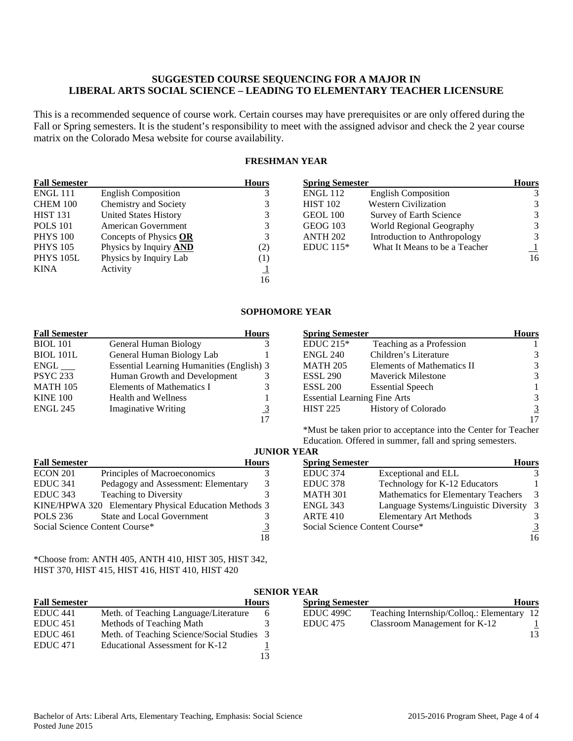## SUGGESTED COURSE SEQUENCING FOR A MAJOR IN LIBERAL ARTS SOCIAL SCIENCE – LEADING TO ELEMENTARY TEACHER LICENSURE

This is a recommended sequence of course work. Certain courses may have prerequisites or are only offered during the Fall or Spring semesters. It is the student's responsibility to meet with the assigned advisor and check the 2 year course matrix on the Colorado Mesa website for course availability.

### FRESHMAN YEAR

| Fall Semester | | Hours |
|---|---|---|
| ENGL 111 | English Composition | 3 |
| CHEM 100 | Chemistry and Society | 3 |
| HIST 131 | United States History | 3 |
| POLS 101 | American Government | 3 |
| PHYS 100 | Concepts of Physics **OR** | 3 |
| PHYS 105 | Physics by Inquiry **AND** | (2) |
| PHYS 105L | Physics by Inquiry Lab | (1) |
| KINA | Activity | 1 |
| | | 16 |

| Spring Semester | | Hours |
|---|---|---|
| ENGL 112 | English Composition | 3 |
| HIST 102 | Western Civilization | 3 |
| GEOL 100 | Survey of Earth Science | 3 |
| GEOG 103 | World Regional Geography | 3 |
| ANTH 202 | Introduction to Anthropology | 3 |
| EDUC 115* | What It Means to be a Teacher | 1 |
| | | 16 |

### SOPHOMORE YEAR

| Fall Semester | | Hours |
|---|---|---|
| BIOL 101 | General Human Biology | 3 |
| BIOL 101L | General Human Biology Lab | 1 |
| ENGL ___ | Essential Learning Humanities (English) | 3 |
| PSYC 233 | Human Growth and Development | 3 |
| MATH 105 | Elements of Mathematics I | 3 |
| KINE 100 | Health and Wellness | 1 |
| ENGL 245 | Imaginative Writing | 3 |
| | | 17 |

| Spring Semester | | Hours |
|---|---|---|
| EDUC 215* | Teaching as a Profession | 1 |
| ENGL 240 | Children's Literature | 3 |
| MATH 205 | Elements of Mathematics II | 3 |
| ESSL 290 | Maverick Milestone | 3 |
| ESSL 200 | Essential Speech | 1 |
| Essential Learning Fine Arts | | 3 |
| HIST 225 | History of Colorado | 3 |
| | | 17 |

*Must be taken prior to acceptance into the Center for Teacher Education. Offered in summer, fall and spring semesters.

### JUNIOR YEAR

| Fall Semester | | Hours |
|---|---|---|
| ECON 201 | Principles of Macroeconomics | 3 |
| EDUC 341 | Pedagogy and Assessment: Elementary | 3 |
| EDUC 343 | Teaching to Diversity | 3 |
| KINE/HPWA 320 | Elementary Physical Education Methods | 3 |
| POLS 236 | State and Local Government | 3 |
| Social Science Content Course* | | 3 |
| | | 18 |

| Spring Semester | | Hours |
|---|---|---|
| EDUC 374 | Exceptional and ELL | 3 |
| EDUC 378 | Technology for K-12 Educators | 1 |
| MATH 301 | Mathematics for Elementary Teachers | 3 |
| ENGL 343 | Language Systems/Linguistic Diversity | 3 |
| ARTE 410 | Elementary Art Methods | 3 |
| Social Science Content Course* | | 3 |
| | | 16 |

*Choose from: ANTH 405, ANTH 410, HIST 305, HIST 342, HIST 370, HIST 415, HIST 416, HIST 410, HIST 420

### SENIOR YEAR

| Fall Semester | | Hours |
|---|---|---|
| EDUC 441 | Meth. of Teaching Language/Literature | 6 |
| EDUC 451 | Methods of Teaching Math | 3 |
| EDUC 461 | Meth. of Teaching Science/Social Studies | 3 |
| EDUC 471 | Educational Assessment for K-12 | 1 |
| | | 13 |

| Spring Semester | | Hours |
|---|---|---|
| EDUC 499C | Teaching Internship/Colloq.: Elementary | 12 |
| EDUC 475 | Classroom Management for K-12 | 1 |
| | | 13 |

Bachelor of Arts: Liberal Arts, Elementary Teaching, Emphasis: Social Science
Posted June 2015